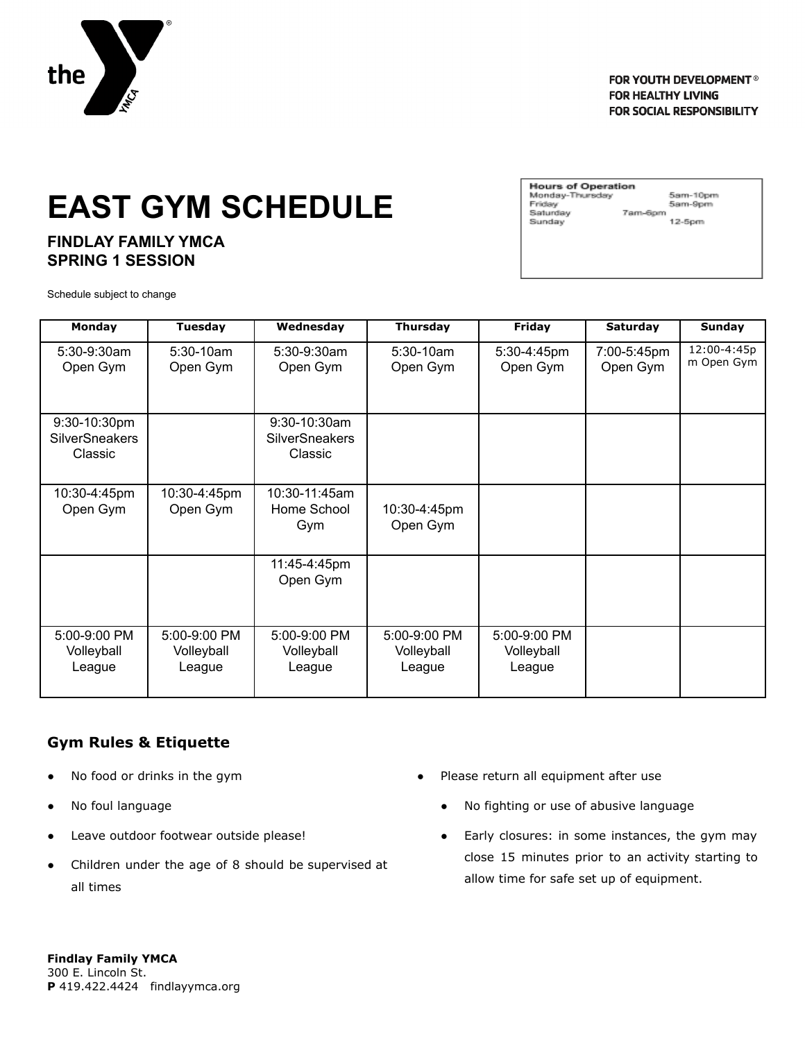the YMCA

FOR YOUTH DEVELOPMENT®
FOR HEALTHY LIVING
FOR SOCIAL RESPONSIBILITY

# EAST GYM SCHEDULE

**FINDLAY FAMILY YMCA**
**SPRING 1 SESSION**

| Hours of Operation | | |
|---|---|---|
| Monday-Thursday | | 5am-10pm |
| Friday | | 5am-9pm |
| Saturday | 7am-6pm | |
| Sunday | | 12-5pm |

Schedule subject to change

| Monday | Tuesday | Wednesday | Thursday | Friday | Saturday | Sunday |
|---|---|---|---|---|---|---|
| 5:30-9:30am Open Gym | 5:30-10am Open Gym | 5:30-9:30am Open Gym | 5:30-10am Open Gym | 5:30-4:45pm Open Gym | 7:00-5:45pm Open Gym | 12:00-4:45pm Open Gym |
| 9:30-10:30pm SilverSneakers Classic | | 9:30-10:30am SilverSneakers Classic | | | | |
| 10:30-4:45pm Open Gym | 10:30-4:45pm Open Gym | 10:30-11:45am Home School Gym | 10:30-4:45pm Open Gym | | | |
| | | 11:45-4:45pm Open Gym | | | | |
| 5:00-9:00 PM Volleyball League | 5:00-9:00 PM Volleyball League | 5:00-9:00 PM Volleyball League | 5:00-9:00 PM Volleyball League | 5:00-9:00 PM Volleyball League | | |

## Gym Rules & Etiquette

- No food or drinks in the gym
- No foul language
- Leave outdoor footwear outside please!
- Children under the age of 8 should be supervised at all times
- Please return all equipment after use
  - No fighting or use of abusive language
  - Early closures: in some instances, the gym may close 15 minutes prior to an activity starting to allow time for safe set up of equipment.

**Findlay Family YMCA**
300 E. Lincoln St.
**P** 419.422.4424 findlayymca.org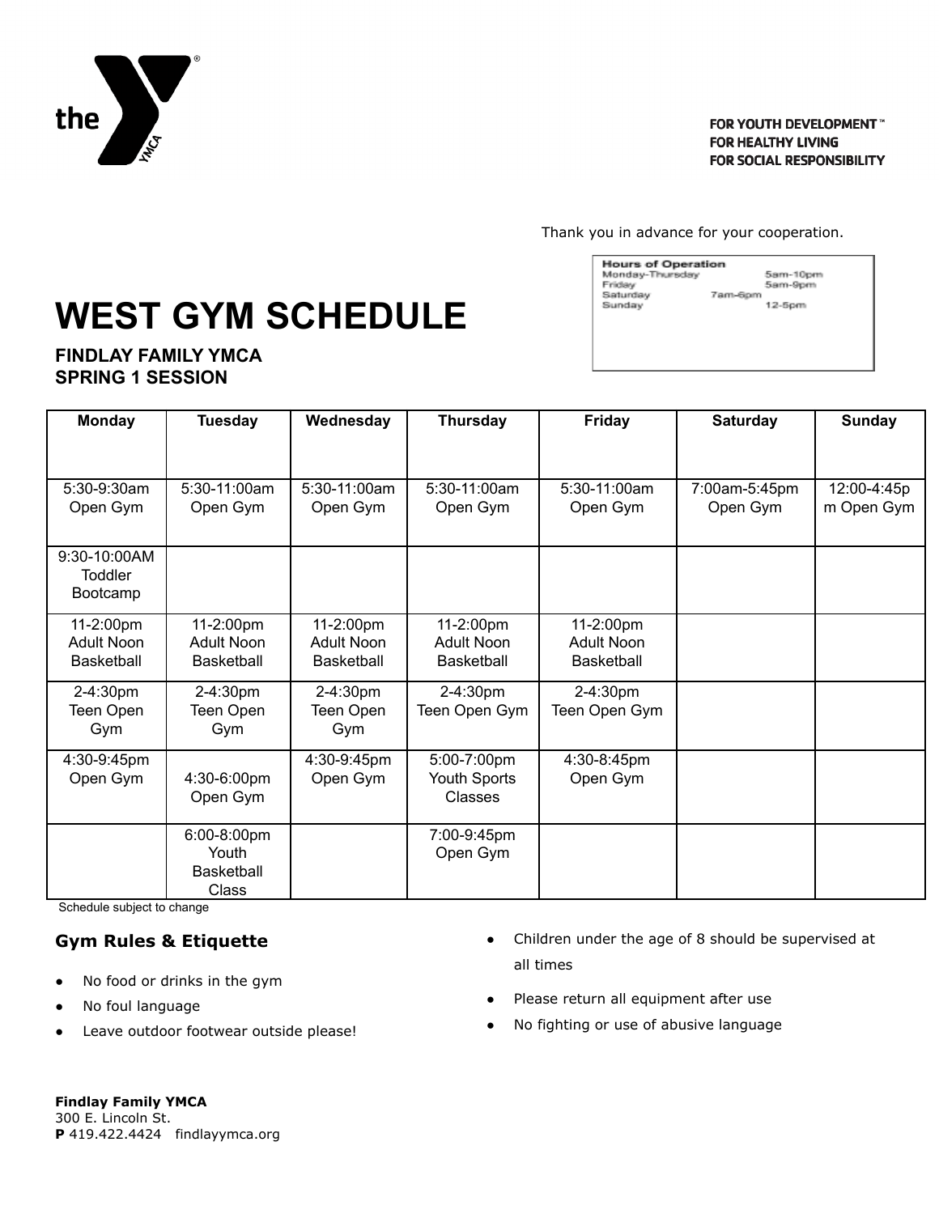FOR YOUTH DEVELOPMENT™
FOR HEALTHY LIVING
FOR SOCIAL RESPONSIBILITY

Thank you in advance for your cooperation.

| Hours of Operation | |
|---|---|
| Monday-Thursday | 5am-10pm |
| Friday | 5am-9pm |
| Saturday | 7am-6pm |
| Sunday | 12-5pm |

# WEST GYM SCHEDULE

**FINDLAY FAMILY YMCA**
**SPRING 1 SESSION**

| Monday | Tuesday | Wednesday | Thursday | Friday | Saturday | Sunday |
|---|---|---|---|---|---|---|
| 5:30-9:30am Open Gym | 5:30-11:00am Open Gym | 5:30-11:00am Open Gym | 5:30-11:00am Open Gym | 5:30-11:00am Open Gym | 7:00am-5:45pm Open Gym | 12:00-4:45pm Open Gym |
| 9:30-10:00AM Toddler Bootcamp | | | | | | |
| 11-2:00pm Adult Noon Basketball | 11-2:00pm Adult Noon Basketball | 11-2:00pm Adult Noon Basketball | 11-2:00pm Adult Noon Basketball | 11-2:00pm Adult Noon Basketball | | |
| 2-4:30pm Teen Open Gym | 2-4:30pm Teen Open Gym | 2-4:30pm Teen Open Gym | 2-4:30pm Teen Open Gym | 2-4:30pm Teen Open Gym | | |
| 4:30-9:45pm Open Gym | 4:30-6:00pm Open Gym | 4:30-9:45pm Open Gym | 5:00-7:00pm Youth Sports Classes | 4:30-8:45pm Open Gym | | |
| | 6:00-8:00pm Youth Basketball Class | | 7:00-9:45pm Open Gym | | | |

Schedule subject to change

### Gym Rules & Etiquette

- No food or drinks in the gym
- No foul language
- Leave outdoor footwear outside please!
- Children under the age of 8 should be supervised at all times
- Please return all equipment after use
- No fighting or use of abusive language

**Findlay Family YMCA**
300 E. Lincoln St.
**P** 419.422.4424 findlayymca.org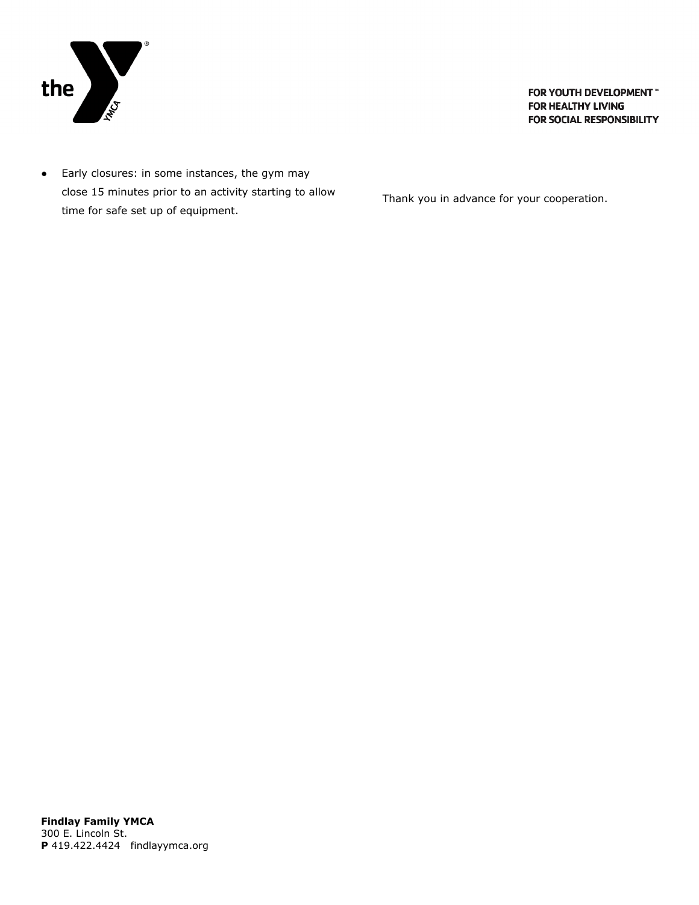- Early closures: in some instances, the gym may close 15 minutes prior to an activity starting to allow time for safe set up of equipment.

Thank you in advance for your cooperation.